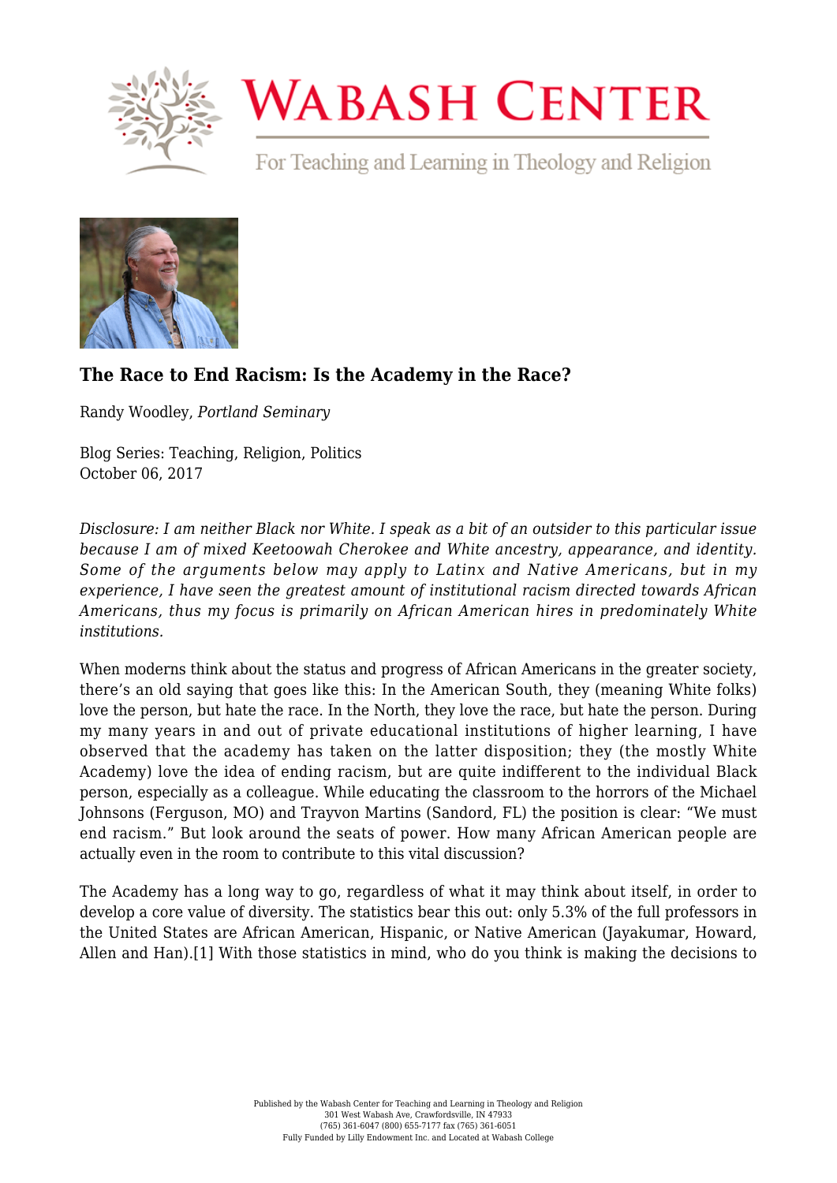### The Race to End Racism: Is the Academy in the Race?

Randy Woodley, *Portland Seminary*

Blog Series: Teaching, Religion, Politics
October 06, 2017

*Disclosure: I am neither Black nor White. I speak as a bit of an outsider to this particular issue because I am of mixed Keetoowah Cherokee and White ancestry, appearance, and identity. Some of the arguments below may apply to Latinx and Native Americans, but in my experience, I have seen the greatest amount of institutional racism directed towards African Americans, thus my focus is primarily on African American hires in predominately White institutions.*

When moderns think about the status and progress of African Americans in the greater society, there's an old saying that goes like this: In the American South, they (meaning White folks) love the person, but hate the race. In the North, they love the race, but hate the person. During my many years in and out of private educational institutions of higher learning, I have observed that the academy has taken on the latter disposition; they (the mostly White Academy) love the idea of ending racism, but are quite indifferent to the individual Black person, especially as a colleague. While educating the classroom to the horrors of the Michael Johnsons (Ferguson, MO) and Trayvon Martins (Sandord, FL) the position is clear: "We must end racism." But look around the seats of power. How many African American people are actually even in the room to contribute to this vital discussion?

The Academy has a long way to go, regardless of what it may think about itself, in order to develop a core value of diversity. The statistics bear this out: only 5.3% of the full professors in the United States are African American, Hispanic, or Native American (Jayakumar, Howard, Allen and Han).[1] With those statistics in mind, who do you think is making the decisions to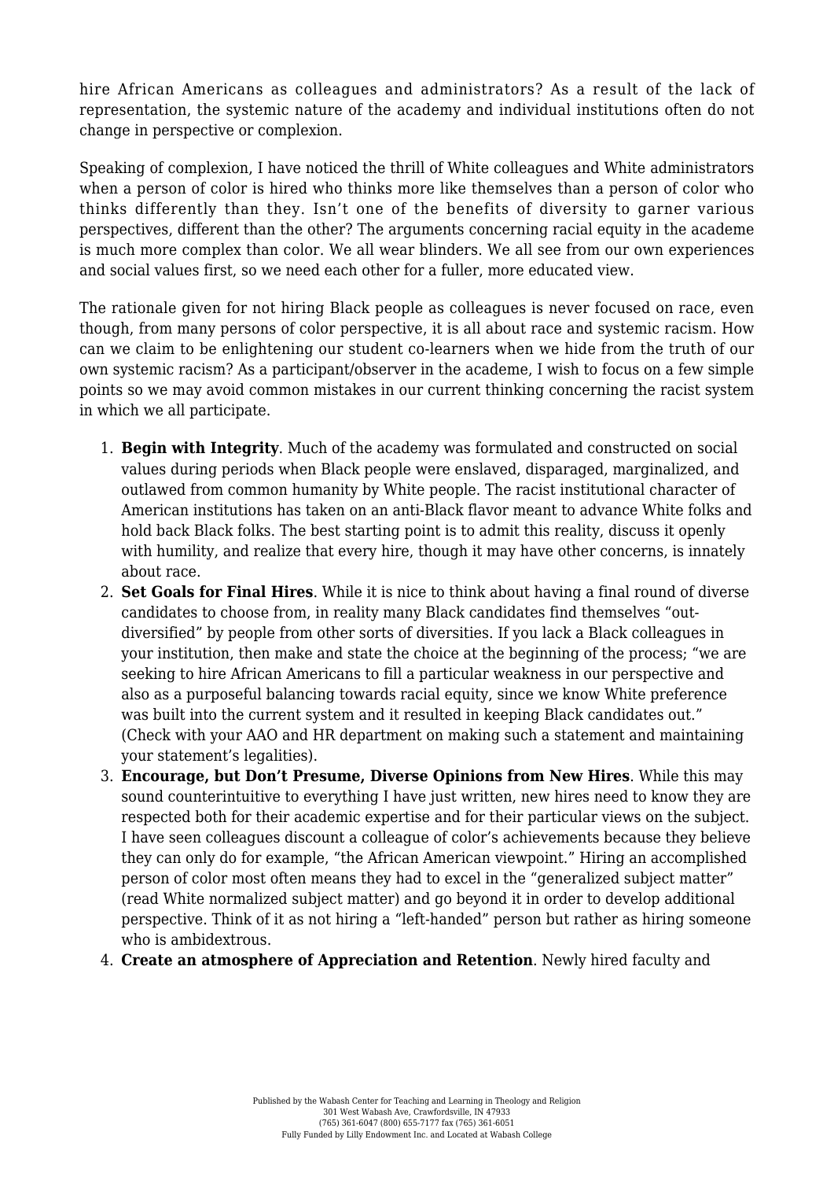hire African Americans as colleagues and administrators? As a result of the lack of representation, the systemic nature of the academy and individual institutions often do not change in perspective or complexion.

Speaking of complexion, I have noticed the thrill of White colleagues and White administrators when a person of color is hired who thinks more like themselves than a person of color who thinks differently than they. Isn't one of the benefits of diversity to garner various perspectives, different than the other? The arguments concerning racial equity in the academe is much more complex than color. We all wear blinders. We all see from our own experiences and social values first, so we need each other for a fuller, more educated view.

The rationale given for not hiring Black people as colleagues is never focused on race, even though, from many persons of color perspective, it is all about race and systemic racism. How can we claim to be enlightening our student co-learners when we hide from the truth of our own systemic racism? As a participant/observer in the academe, I wish to focus on a few simple points so we may avoid common mistakes in our current thinking concerning the racist system in which we all participate.

1. **Begin with Integrity**. Much of the academy was formulated and constructed on social values during periods when Black people were enslaved, disparaged, marginalized, and outlawed from common humanity by White people. The racist institutional character of American institutions has taken on an anti-Black flavor meant to advance White folks and hold back Black folks. The best starting point is to admit this reality, discuss it openly with humility, and realize that every hire, though it may have other concerns, is innately about race.
2. **Set Goals for Final Hires**. While it is nice to think about having a final round of diverse candidates to choose from, in reality many Black candidates find themselves "out-diversified" by people from other sorts of diversities. If you lack a Black colleagues in your institution, then make and state the choice at the beginning of the process; "we are seeking to hire African Americans to fill a particular weakness in our perspective and also as a purposeful balancing towards racial equity, since we know White preference was built into the current system and it resulted in keeping Black candidates out." (Check with your AAO and HR department on making such a statement and maintaining your statement's legalities).
3. **Encourage, but Don't Presume, Diverse Opinions from New Hires**. While this may sound counterintuitive to everything I have just written, new hires need to know they are respected both for their academic expertise and for their particular views on the subject. I have seen colleagues discount a colleague of color's achievements because they believe they can only do for example, "the African American viewpoint." Hiring an accomplished person of color most often means they had to excel in the "generalized subject matter" (read White normalized subject matter) and go beyond it in order to develop additional perspective. Think of it as not hiring a "left-handed" person but rather as hiring someone who is ambidextrous.
4. **Create an atmosphere of Appreciation and Retention**. Newly hired faculty and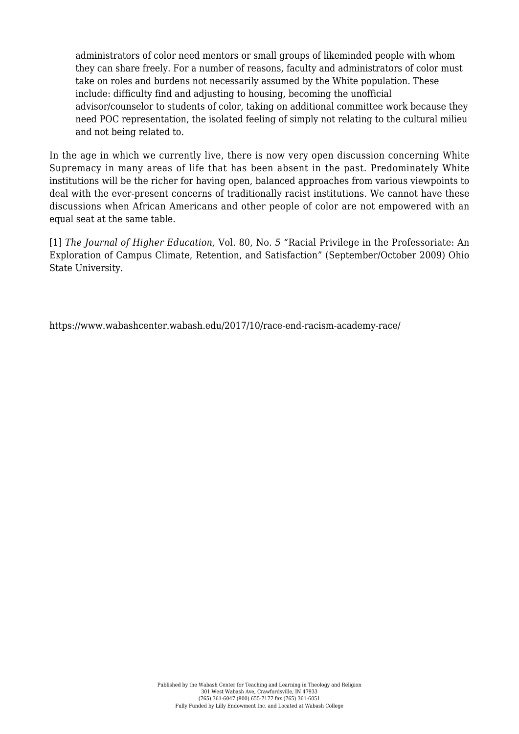> administrators of color need mentors or small groups of likeminded people with whom they can share freely. For a number of reasons, faculty and administrators of color must take on roles and burdens not necessarily assumed by the White population. These include: difficulty find and adjusting to housing, becoming the unofficial advisor/counselor to students of color, taking on additional committee work because they need POC representation, the isolated feeling of simply not relating to the cultural milieu and not being related to.

In the age in which we currently live, there is now very open discussion concerning White Supremacy in many areas of life that has been absent in the past. Predominately White institutions will be the richer for having open, balanced approaches from various viewpoints to deal with the ever-present concerns of traditionally racist institutions. We cannot have these discussions when African Americans and other people of color are not empowered with an equal seat at the same table.

[1] *The Journal of Higher Education,* Vol. 80, No. *5* "Racial Privilege in the Professoriate: An Exploration of Campus Climate, Retention, and Satisfaction" (September/October 2009) Ohio State University.

https://www.wabashcenter.wabash.edu/2017/10/race-end-racism-academy-race/

Published by the Wabash Center for Teaching and Learning in Theology and Religion
301 West Wabash Ave, Crawfordsville, IN 47933
(765) 361-6047 (800) 655-7177 fax (765) 361-6051
Fully Funded by Lilly Endowment Inc. and Located at Wabash College